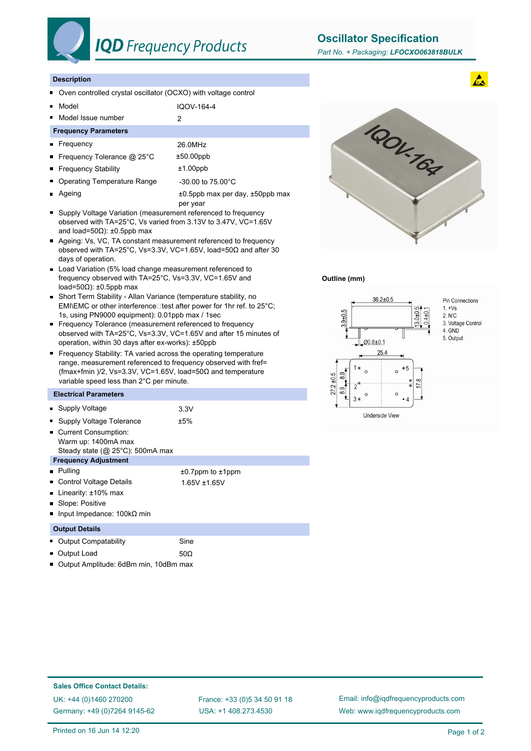# IQD Frequency Products

## Oscillator Specification

*Part No. + Packaging:* ***LFOCXO063818BULK***

### Description

- Oven controlled crystal oscillator (OCXO) with voltage control
- Model: IQOV-164-4
- Model Issue number: 2

### Frequency Parameters

- Frequency: 26.0MHz
- Frequency Tolerance @ 25°C: ±50.00ppb
- Frequency Stability: ±1.00ppb
- Operating Temperature Range: -30.00 to 75.00°C
- Ageing: ±0.5ppb max per day, ±50ppb max per year
- Supply Voltage Variation (measurement referenced to frequency observed with TA=25°C, Vs varied from 3.13V to 3.47V, VC=1.65V and load=50Ω): ±0.5ppb max
- Ageing: Vs, VC, TA constant measurement referenced to frequency observed with TA=25°C, Vs=3.3V, VC=1.65V, load=50Ω and after 30 days of operation.
- Load Variation (5% load change measurement referenced to frequency observed with TA=25°C, Vs=3.3V, VC=1.65V and load=50Ω): ±0.5ppb max
- Short Term Stability - Allan Variance (temperature stability, no EMI\EMC or other interference test after power for 1hr ref. to 25°C; 1s, using PN9000 equipment): 0.01ppb max / 1sec
- Frequency Tolerance (measurement referenced to frequency observed with TA=25°C, Vs=3.3V, VC=1.65V and after 15 minutes of operation, within 30 days after ex-works): ±50ppb
- Frequency Stability: TA varied across the operating temperature range, measurement referenced to frequency observed with fref=(fmax+fmin )/2, Vs=3.3V, VC=1.65V, load=50Ω and temperature variable speed less than 2°C per minute.

### Electrical Parameters

- Supply Voltage: 3.3V
- Supply Voltage Tolerance: ±5%
- Current Consumption:
  Warm up: 1400mA max
  Steady state (@ 25°C): 500mA max

### Frequency Adjustment

- Pulling: ±0.7ppm to ±1ppm
- Control Voltage Details: 1.65V ±1.65V
- Linearity: ±10% max
- Slope: Positive
- Input Impedance: 100kΩ min

### Output Details

- Output Compatability: Sine
- Output Load: 50Ω
- Output Amplitude: 6dBm min, 10dBm max

### Outline (mm)

Pin Connections
1. +Vs
2. N/C
3. Voltage Control
4. GND
5. Output

Dimensions: 36.2±0.5, 3.9±0.5, 13.0±0.5, 0.4±0.1, Ø0.8±0.1, 25.4, 27.2±0.5, 8.9, 8.9, 17.8

Underside View

### Sales Office Contact Details:

UK: +44 (0)1460 270200
Germany: +49 (0)7264 9145-62
France: +33 (0)5 34 50 91 18
USA: +1 408.273.4530
Email: info@iqdfrequencyproducts.com
Web: www.iqdfrequencyproducts.com

Printed on 16 Jun 14 12:20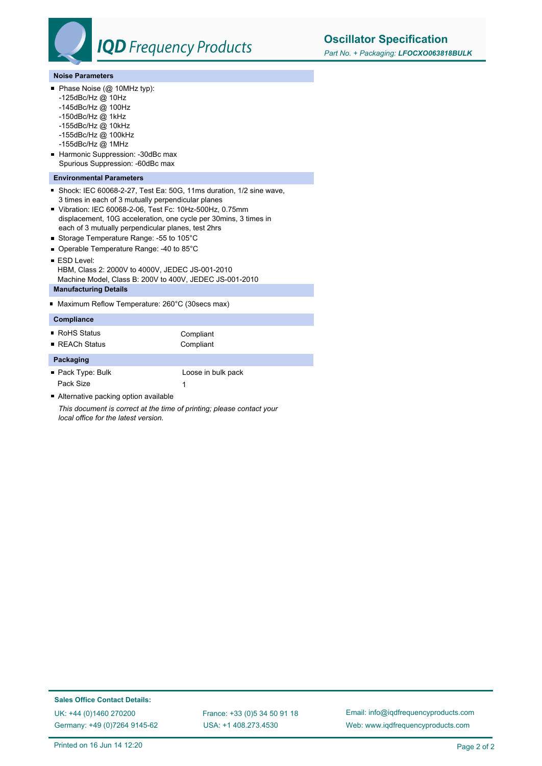## Noise Parameters

- Phase Noise (@ 10MHz typ):
  -125dBc/Hz @ 10Hz
  -145dBc/Hz @ 100Hz
  -150dBc/Hz @ 1kHz
  -155dBc/Hz @ 10kHz
  -155dBc/Hz @ 100kHz
  -155dBc/Hz @ 1MHz
- Harmonic Suppression: -30dBc max
  Spurious Suppression: -60dBc max

## Environmental Parameters

- Shock: IEC 60068-2-27, Test Ea: 50G, 11ms duration, 1/2 sine wave, 3 times in each of 3 mutually perpendicular planes
- Vibration: IEC 60068-2-06, Test Fc: 10Hz-500Hz, 0.75mm displacement, 10G acceleration, one cycle per 30mins, 3 times in each of 3 mutually perpendicular planes, test 2hrs
- Storage Temperature Range: -55 to 105°C
- Operable Temperature Range: -40 to 85°C
- ESD Level:
  HBM, Class 2: 2000V to 4000V, JEDEC JS-001-2010
  Machine Model, Class B: 200V to 400V, JEDEC JS-001-2010

## Manufacturing Details

- Maximum Reflow Temperature: 260°C (30secs max)

## Compliance

| | |
|---|---|
| RoHS Status | Compliant |
| REACh Status | Compliant |

## Packaging

| | |
|---|---|
| Pack Type: Bulk | Loose in bulk pack |
| Pack Size | 1 |

- Alternative packing option available

*This document is correct at the time of printing; please contact your local office for the latest version.*

**Sales Office Contact Details:**

UK: +44 (0)1460 270200
Germany: +49 (0)7264 9145-62
France: +33 (0)5 34 50 91 18
USA: +1 408.273.4530
Email: info@iqdfrequencyproducts.com
Web: www.iqdfrequencyproducts.com

Printed on 16 Jun 14 12:20